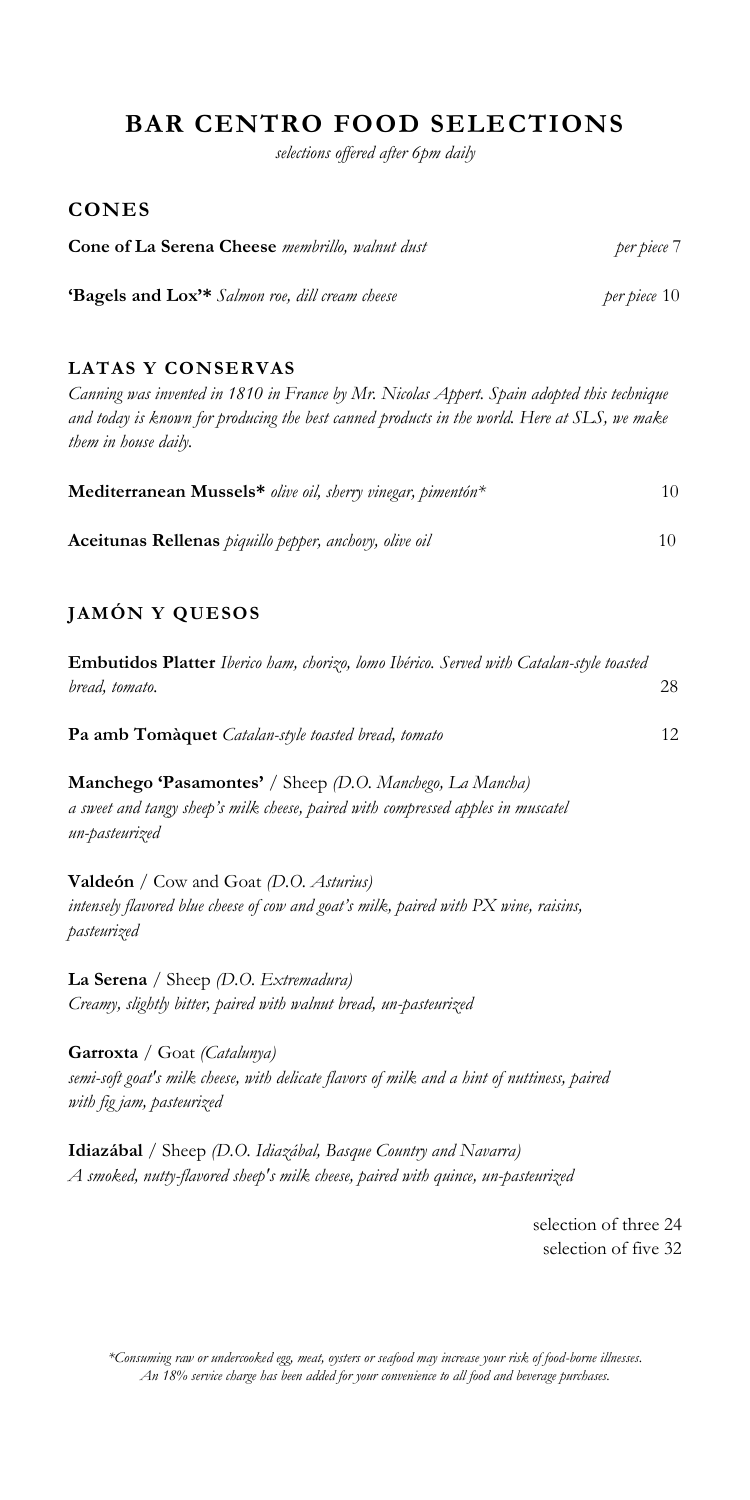# BAR CENTRO FOOD SELECTIONS

*selections offered after 6pm daily*

## CONES

**Cone of La Serena Cheese** *membrillo, walnut dust* — *per piece* 7

**'Bagels and Lox'\*** *Salmon roe, dill cream cheese* — *per piece* 10

## LATAS Y CONSERVAS

*Canning was invented in 1810 in France by Mr. Nicolas Appert. Spain adopted this technique and today is known for producing the best canned products in the world. Here at SLS, we make them in house daily.*

**Mediterranean Mussels\*** *olive oil, sherry vinegar, pimentón\** — 10

**Aceitunas Rellenas** *piquillo pepper, anchovy, olive oil* — 10

## JAMÓN Y QUESOS

**Embutidos Platter** *Iberico ham, chorizo, lomo Ibérico. Served with Catalan-style toasted bread, tomato.* — 28

**Pa amb Tomàquet** *Catalan-style toasted bread, tomato* — 12

**Manchego 'Pasamontes'** / Sheep *(D.O. Manchego, La Mancha)*
*a sweet and tangy sheep's milk cheese, paired with compressed apples in muscatel*
*un-pasteurized*

**Valdeón** / Cow and Goat *(D.O. Asturius)*
*intensely flavored blue cheese of cow and goat's milk, paired with PX wine, raisins,*
*pasteurized*

**La Serena** / Sheep *(D.O. Extremadura)*
*Creamy, slightly bitter, paired with walnut bread, un-pasteurized*

**Garroxta** / Goat *(Catalunya)*
*semi-soft goat's milk cheese, with delicate flavors of milk and a hint of nuttiness, paired with fig jam, pasteurized*

**Idiazábal** / Sheep *(D.O. Idiazábal, Basque Country and Navarra)*
*A smoked, nutty-flavored sheep's milk cheese, paired with quince, un-pasteurized*

selection of three 24
selection of five 32

*\*Consuming raw or undercooked egg, meat, oysters or seafood may increase your risk of food-borne illnesses.*
*An 18% service charge has been added for your convenience to all food and beverage purchases.*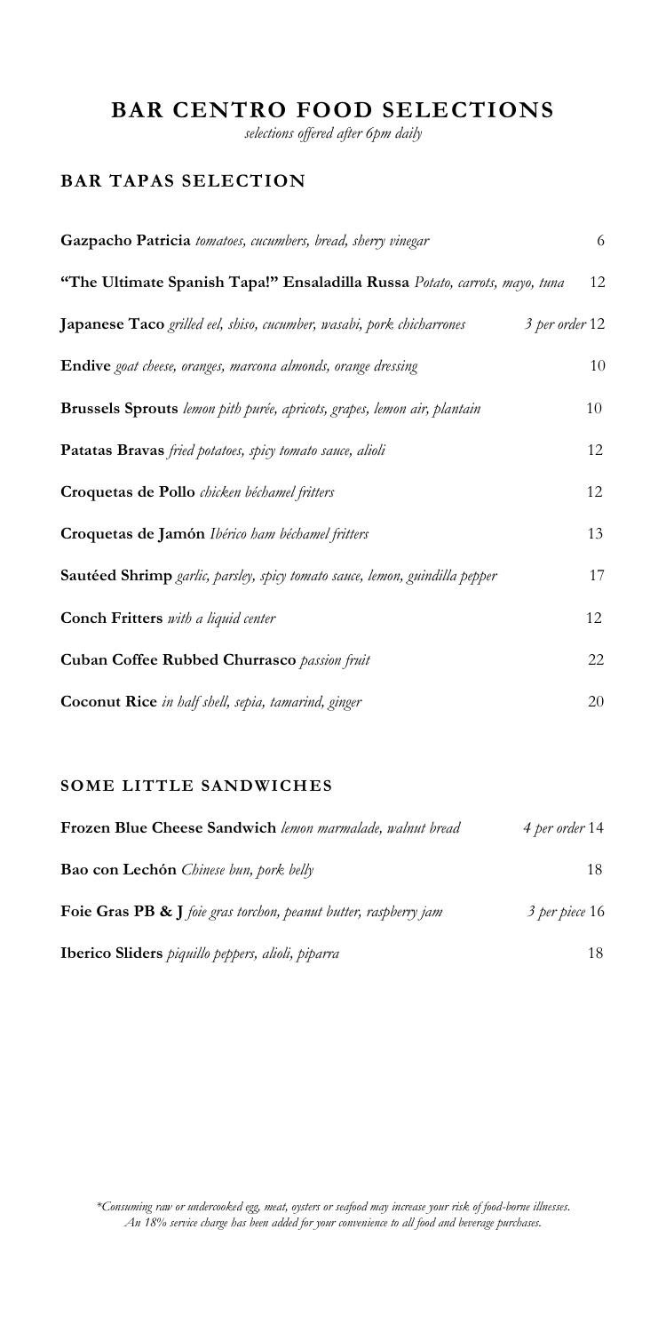# BAR CENTRO FOOD SELECTIONS

*selections offered after 6pm daily*

## BAR TAPAS SELECTION

| | |
|---|---|
| **Gazpacho Patricia** *tomatoes, cucumbers, bread, sherry vinegar* | 6 |
| **"The Ultimate Spanish Tapa!" Ensaladilla Russa** *Potato, carrots, mayo, tuna* | 12 |
| **Japanese Taco** *grilled eel, shiso, cucumber, wasabi, pork chicharrones* | *3 per order* 12 |
| **Endive** *goat cheese, oranges, marcona almonds, orange dressing* | 10 |
| **Brussels Sprouts** *lemon pith purée, apricots, grapes, lemon air, plantain* | 10 |
| **Patatas Bravas** *fried potatoes, spicy tomato sauce, alioli* | 12 |
| **Croquetas de Pollo** *chicken béchamel fritters* | 12 |
| **Croquetas de Jamón** *Ibérico ham béchamel fritters* | 13 |
| **Sautéed Shrimp** *garlic, parsley, spicy tomato sauce, lemon, guindilla pepper* | 17 |
| **Conch Fritters** *with a liquid center* | 12 |
| **Cuban Coffee Rubbed Churrasco** *passion fruit* | 22 |
| **Coconut Rice** *in half shell, sepia, tamarind, ginger* | 20 |

## SOME LITTLE SANDWICHES

| | |
|---|---|
| **Frozen Blue Cheese Sandwich** *lemon marmalade, walnut bread* | *4 per order* 14 |
| **Bao con Lechón** *Chinese bun, pork belly* | 18 |
| **Foie Gras PB & J** *foie gras torchon, peanut butter, raspberry jam* | *3 per piece* 16 |
| **Iberico Sliders** *piquillo peppers, alioli, piparra* | 18 |

*\*Consuming raw or undercooked egg, meat, oysters or seafood may increase your risk of food-borne illnesses.*
*An 18% service charge has been added for your convenience to all food and beverage purchases.*